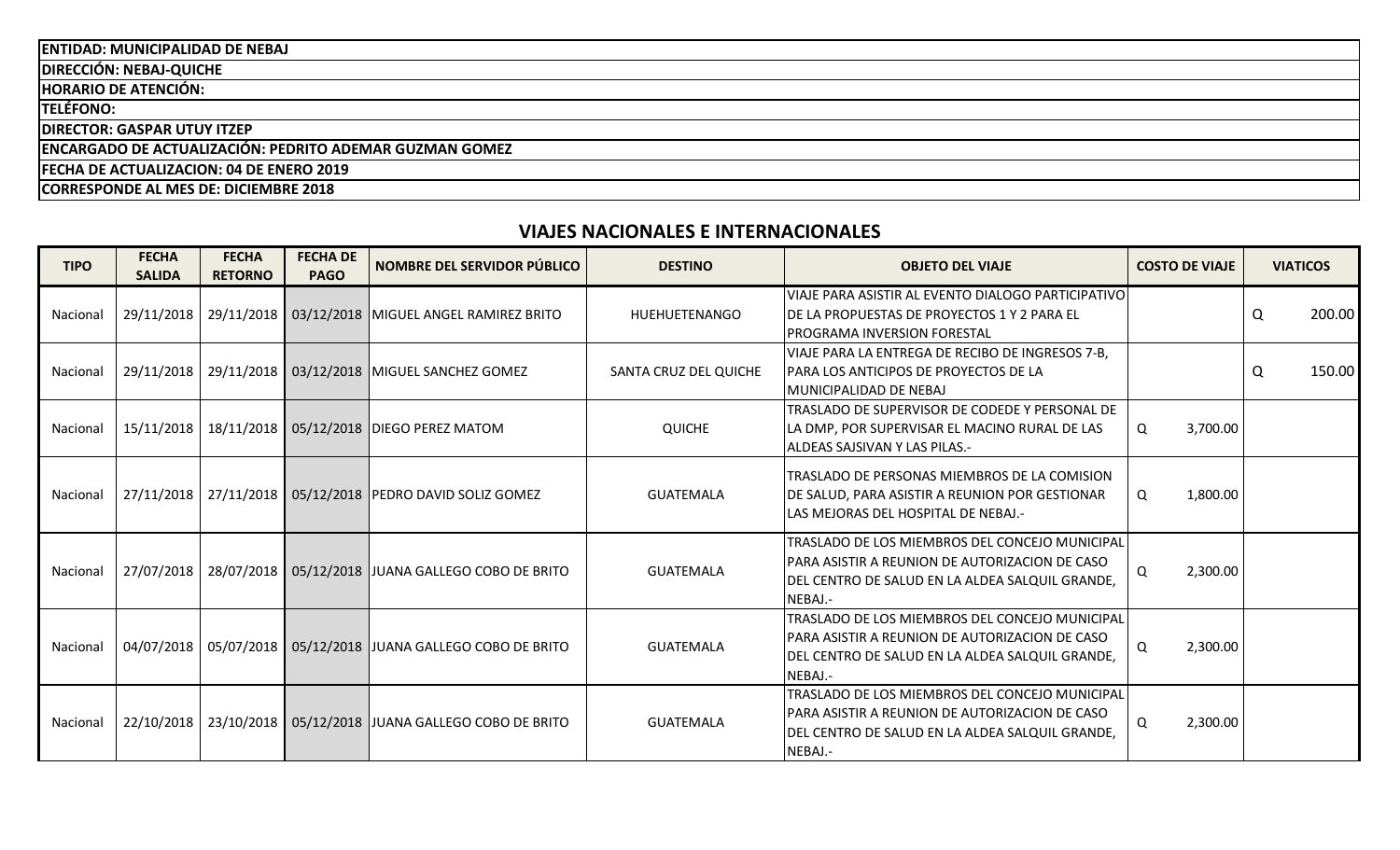**ENTIDAD: MUNICIPALIDAD DE NEBAJ**
**DIRECCIÓN: NEBAJ-QUICHE**
**HORARIO DE ATENCIÓN:**
**TELÉFONO:**
**DIRECTOR: GASPAR UTUY ITZEP**
**ENCARGADO DE ACTUALIZACIÓN: PEDRITO ADEMAR GUZMAN GOMEZ**
**FECHA DE ACTUALIZACION: 04 DE ENERO 2019**
**CORRESPONDE AL MES DE: DICIEMBRE 2018**

## VIAJES NACIONALES E INTERNACIONALES

| TIPO | FECHA SALIDA | FECHA RETORNO | FECHA DE PAGO | NOMBRE DEL SERVIDOR PÚBLICO | DESTINO | OBJETO DEL VIAJE | COSTO DE VIAJE | VIATICOS |
|---|---|---|---|---|---|---|---|---|
| Nacional | 29/11/2018 | 29/11/2018 | 03/12/2018 | MIGUEL ANGEL RAMIREZ BRITO | HUEHUETENANGO | VIAJE PARA ASISTIR AL EVENTO DIALOGO PARTICIPATIVO DE LA PROPUESTAS DE PROYECTOS 1 Y 2 PARA EL PROGRAMA INVERSION FORESTAL | | Q 200.00 |
| Nacional | 29/11/2018 | 29/11/2018 | 03/12/2018 | MIGUEL SANCHEZ GOMEZ | SANTA CRUZ DEL QUICHE | VIAJE PARA LA ENTREGA DE RECIBO DE INGRESOS 7-B, PARA LOS ANTICIPOS DE PROYECTOS DE LA MUNICIPALIDAD DE NEBAJ | | Q 150.00 |
| Nacional | 15/11/2018 | 18/11/2018 | 05/12/2018 | DIEGO PEREZ MATOM | QUICHE | TRASLADO DE SUPERVISOR DE CODEDE Y PERSONAL DE LA DMP, POR SUPERVISAR EL MACINO RURAL DE LAS ALDEAS SAJSIVAN Y LAS PILAS.- | Q 3,700.00 | |
| Nacional | 27/11/2018 | 27/11/2018 | 05/12/2018 | PEDRO DAVID SOLIZ GOMEZ | GUATEMALA | TRASLADO DE PERSONAS MIEMBROS DE LA COMISION DE SALUD, PARA ASISTIR A REUNION POR GESTIONAR LAS MEJORAS DEL HOSPITAL DE NEBAJ.- | Q 1,800.00 | |
| Nacional | 27/07/2018 | 28/07/2018 | 05/12/2018 | JUANA GALLEGO COBO DE BRITO | GUATEMALA | TRASLADO DE LOS MIEMBROS DEL CONCEJO MUNICIPAL PARA ASISTIR A REUNION DE AUTORIZACION DE CASO DEL CENTRO DE SALUD EN LA ALDEA SALQUIL GRANDE, NEBAJ.- | Q 2,300.00 | |
| Nacional | 04/07/2018 | 05/07/2018 | 05/12/2018 | JUANA GALLEGO COBO DE BRITO | GUATEMALA | TRASLADO DE LOS MIEMBROS DEL CONCEJO MUNICIPAL PARA ASISTIR A REUNION DE AUTORIZACION DE CASO DEL CENTRO DE SALUD EN LA ALDEA SALQUIL GRANDE, NEBAJ.- | Q 2,300.00 | |
| Nacional | 22/10/2018 | 23/10/2018 | 05/12/2018 | JUANA GALLEGO COBO DE BRITO | GUATEMALA | TRASLADO DE LOS MIEMBROS DEL CONCEJO MUNICIPAL PARA ASISTIR A REUNION DE AUTORIZACION DE CASO DEL CENTRO DE SALUD EN LA ALDEA SALQUIL GRANDE, NEBAJ.- | Q 2,300.00 | |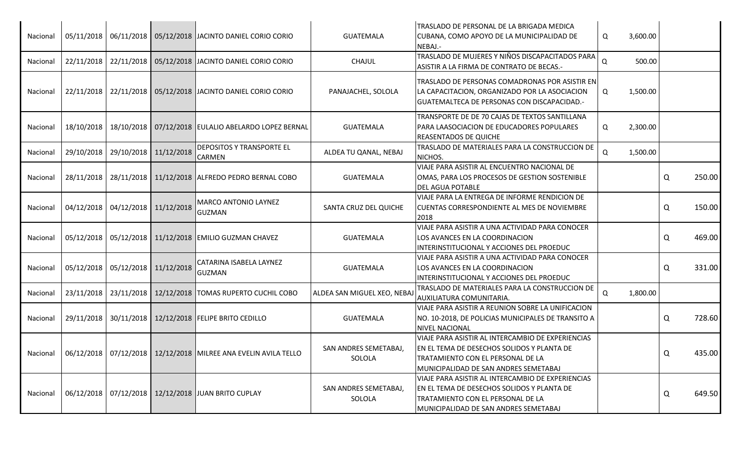| | | | | | | | | |
|---|---|---|---|---|---|---|---|---|
| Nacional | 05/11/2018 | 06/11/2018 | 05/12/2018 | JACINTO DANIEL CORIO CORIO | GUATEMALA | TRASLADO DE PERSONAL DE LA BRIGADA MEDICA CUBANA, COMO APOYO DE LA MUNICIPALIDAD DE NEBAJ.- | Q 3,600.00 | |
| Nacional | 22/11/2018 | 22/11/2018 | 05/12/2018 | JACINTO DANIEL CORIO CORIO | CHAJUL | TRASLADO DE MUJERES Y NIÑOS DISCAPACITADOS PARA ASISTIR A LA FIRMA DE CONTRATO DE BECAS.- | Q 500.00 | |
| Nacional | 22/11/2018 | 22/11/2018 | 05/12/2018 | JACINTO DANIEL CORIO CORIO | PANAJACHEL, SOLOLA | TRASLADO DE PERSONAS COMADRONAS POR ASISTIR EN LA CAPACITACION, ORGANIZADO POR LA ASOCIACION GUATEMALTECA DE PERSONAS CON DISCAPACIDAD.- | Q 1,500.00 | |
| Nacional | 18/10/2018 | 18/10/2018 | 07/12/2018 | EULALIO ABELARDO LOPEZ BERNAL | GUATEMALA | TRANSPORTE DE DE 70 CAJAS DE TEXTOS SANTILLANA PARA LAASOCIACION DE EDUCADORES POPULARES REASENTADOS DE QUICHE | Q 2,300.00 | |
| Nacional | 29/10/2018 | 29/10/2018 | 11/12/2018 | DEPOSITOS Y TRANSPORTE EL CARMEN | ALDEA TU QANAL, NEBAJ | TRASLADO DE MATERIALES PARA LA CONSTRUCCION DE NICHOS. | Q 1,500.00 | |
| Nacional | 28/11/2018 | 28/11/2018 | 11/12/2018 | ALFREDO PEDRO BERNAL COBO | GUATEMALA | VIAJE PARA ASISTIR AL ENCUENTRO NACIONAL DE OMAS, PARA LOS PROCESOS DE GESTION SOSTENIBLE DEL AGUA POTABLE | | Q 250.00 |
| Nacional | 04/12/2018 | 04/12/2018 | 11/12/2018 | MARCO ANTONIO LAYNEZ GUZMAN | SANTA CRUZ DEL QUICHE | VIAJE PARA LA ENTREGA DE INFORME RENDICION DE CUENTAS CORRESPONDIENTE AL MES DE NOVIEMBRE 2018 | | Q 150.00 |
| Nacional | 05/12/2018 | 05/12/2018 | 11/12/2018 | EMILIO GUZMAN CHAVEZ | GUATEMALA | VIAJE PARA ASISTIR A UNA ACTIVIDAD PARA CONOCER LOS AVANCES EN LA COORDINACION INTERINSTITUCIONAL Y ACCIONES DEL PROEDUC | | Q 469.00 |
| Nacional | 05/12/2018 | 05/12/2018 | 11/12/2018 | CATARINA ISABELA LAYNEZ GUZMAN | GUATEMALA | VIAJE PARA ASISTIR A UNA ACTIVIDAD PARA CONOCER LOS AVANCES EN LA COORDINACION INTERINSTITUCIONAL Y ACCIONES DEL PROEDUC | | Q 331.00 |
| Nacional | 23/11/2018 | 23/11/2018 | 12/12/2018 | TOMAS RUPERTO CUCHIL COBO | ALDEA SAN MIGUEL XEO, NEBAJ | TRASLADO DE MATERIALES PARA LA CONSTRUCCION DE AUXILIATURA COMUNITARIA. | Q 1,800.00 | |
| Nacional | 29/11/2018 | 30/11/2018 | 12/12/2018 | FELIPE BRITO CEDILLO | GUATEMALA | VIAJE PARA ASISTIR A REUNION SOBRE LA UNIFICACION NO. 10-2018, DE POLICIAS MUNICIPALES DE TRANSITO A NIVEL NACIONAL | | Q 728.60 |
| Nacional | 06/12/2018 | 07/12/2018 | 12/12/2018 | MILREE ANA EVELIN AVILA TELLO | SAN ANDRES SEMETABAJ, SOLOLA | VIAJE PARA ASISTIR AL INTERCAMBIO DE EXPERIENCIAS EN EL TEMA DE DESECHOS SOLIDOS Y PLANTA DE TRATAMIENTO CON EL PERSONAL DE LA MUNICIPALIDAD DE SAN ANDRES SEMETABAJ | | Q 435.00 |
| Nacional | 06/12/2018 | 07/12/2018 | 12/12/2018 | JUAN BRITO CUPLAY | SAN ANDRES SEMETABAJ, SOLOLA | VIAJE PARA ASISTIR AL INTERCAMBIO DE EXPERIENCIAS EN EL TEMA DE DESECHOS SOLIDOS Y PLANTA DE TRATAMIENTO CON EL PERSONAL DE LA MUNICIPALIDAD DE SAN ANDRES SEMETABAJ | | Q 649.50 |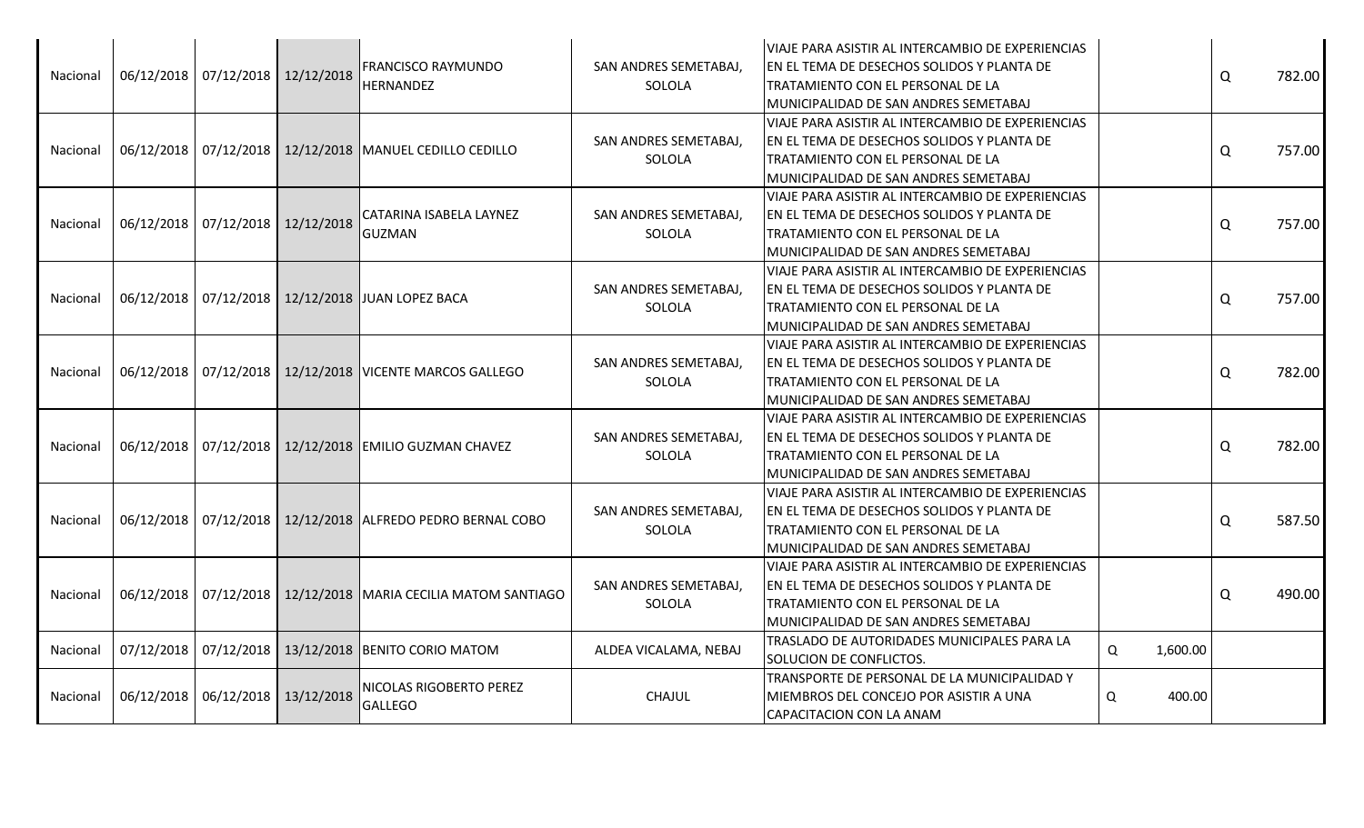| | | | | | | | | |
|---|---|---|---|---|---|---|---|---|
| Nacional | 06/12/2018 | 07/12/2018 | 12/12/2018 | FRANCISCO RAYMUNDO HERNANDEZ | SAN ANDRES SEMETABAJ, SOLOLA | VIAJE PARA ASISTIR AL INTERCAMBIO DE EXPERIENCIAS EN EL TEMA DE DESECHOS SOLIDOS Y PLANTA DE TRATAMIENTO CON EL PERSONAL DE LA MUNICIPALIDAD DE SAN ANDRES SEMETABAJ | | Q 782.00 |
| Nacional | 06/12/2018 | 07/12/2018 | 12/12/2018 | MANUEL CEDILLO CEDILLO | SAN ANDRES SEMETABAJ, SOLOLA | VIAJE PARA ASISTIR AL INTERCAMBIO DE EXPERIENCIAS EN EL TEMA DE DESECHOS SOLIDOS Y PLANTA DE TRATAMIENTO CON EL PERSONAL DE LA MUNICIPALIDAD DE SAN ANDRES SEMETABAJ | | Q 757.00 |
| Nacional | 06/12/2018 | 07/12/2018 | 12/12/2018 | CATARINA ISABELA LAYNEZ GUZMAN | SAN ANDRES SEMETABAJ, SOLOLA | VIAJE PARA ASISTIR AL INTERCAMBIO DE EXPERIENCIAS EN EL TEMA DE DESECHOS SOLIDOS Y PLANTA DE TRATAMIENTO CON EL PERSONAL DE LA MUNICIPALIDAD DE SAN ANDRES SEMETABAJ | | Q 757.00 |
| Nacional | 06/12/2018 | 07/12/2018 | 12/12/2018 | JUAN LOPEZ BACA | SAN ANDRES SEMETABAJ, SOLOLA | VIAJE PARA ASISTIR AL INTERCAMBIO DE EXPERIENCIAS EN EL TEMA DE DESECHOS SOLIDOS Y PLANTA DE TRATAMIENTO CON EL PERSONAL DE LA MUNICIPALIDAD DE SAN ANDRES SEMETABAJ | | Q 757.00 |
| Nacional | 06/12/2018 | 07/12/2018 | 12/12/2018 | VICENTE MARCOS GALLEGO | SAN ANDRES SEMETABAJ, SOLOLA | VIAJE PARA ASISTIR AL INTERCAMBIO DE EXPERIENCIAS EN EL TEMA DE DESECHOS SOLIDOS Y PLANTA DE TRATAMIENTO CON EL PERSONAL DE LA MUNICIPALIDAD DE SAN ANDRES SEMETABAJ | | Q 782.00 |
| Nacional | 06/12/2018 | 07/12/2018 | 12/12/2018 | EMILIO GUZMAN CHAVEZ | SAN ANDRES SEMETABAJ, SOLOLA | VIAJE PARA ASISTIR AL INTERCAMBIO DE EXPERIENCIAS EN EL TEMA DE DESECHOS SOLIDOS Y PLANTA DE TRATAMIENTO CON EL PERSONAL DE LA MUNICIPALIDAD DE SAN ANDRES SEMETABAJ | | Q 782.00 |
| Nacional | 06/12/2018 | 07/12/2018 | 12/12/2018 | ALFREDO PEDRO BERNAL COBO | SAN ANDRES SEMETABAJ, SOLOLA | VIAJE PARA ASISTIR AL INTERCAMBIO DE EXPERIENCIAS EN EL TEMA DE DESECHOS SOLIDOS Y PLANTA DE TRATAMIENTO CON EL PERSONAL DE LA MUNICIPALIDAD DE SAN ANDRES SEMETABAJ | | Q 587.50 |
| Nacional | 06/12/2018 | 07/12/2018 | 12/12/2018 | MARIA CECILIA MATOM SANTIAGO | SAN ANDRES SEMETABAJ, SOLOLA | VIAJE PARA ASISTIR AL INTERCAMBIO DE EXPERIENCIAS EN EL TEMA DE DESECHOS SOLIDOS Y PLANTA DE TRATAMIENTO CON EL PERSONAL DE LA MUNICIPALIDAD DE SAN ANDRES SEMETABAJ | | Q 490.00 |
| Nacional | 07/12/2018 | 07/12/2018 | 13/12/2018 | BENITO CORIO MATOM | ALDEA VICALAMA, NEBAJ | TRASLADO DE AUTORIDADES MUNICIPALES PARA LA SOLUCION DE CONFLICTOS. | Q 1,600.00 | |
| Nacional | 06/12/2018 | 06/12/2018 | 13/12/2018 | NICOLAS RIGOBERTO PEREZ GALLEGO | CHAJUL | TRANSPORTE DE PERSONAL DE LA MUNICIPALIDAD Y MIEMBROS DEL CONCEJO POR ASISTIR A UNA CAPACITACION CON LA ANAM | Q 400.00 | |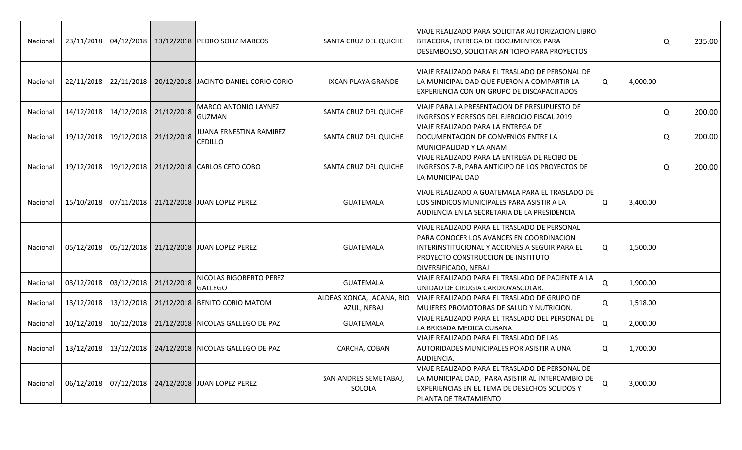| | | | | | | | | |
|---|---|---|---|---|---|---|---|---|
| Nacional | 23/11/2018 | 04/12/2018 | 13/12/2018 | PEDRO SOLIZ MARCOS | SANTA CRUZ DEL QUICHE | VIAJE REALIZADO PARA SOLICITAR AUTORIZACION LIBRO BITACORA, ENTREGA DE DOCUMENTOS PARA DESEMBOLSO, SOLICITAR ANTICIPO PARA PROYECTOS | | Q 235.00 |
| Nacional | 22/11/2018 | 22/11/2018 | 20/12/2018 | JACINTO DANIEL CORIO CORIO | IXCAN PLAYA GRANDE | VIAJE REALIZADO PARA EL TRASLADO DE PERSONAL DE LA MUNICIPALIDAD QUE FUERON A COMPARTIR LA EXPERIENCIA CON UN GRUPO DE DISCAPACITADOS | Q 4,000.00 | |
| Nacional | 14/12/2018 | 14/12/2018 | 21/12/2018 | MARCO ANTONIO LAYNEZ GUZMAN | SANTA CRUZ DEL QUICHE | VIAJE PARA LA PRESENTACION DE PRESUPUESTO DE INGRESOS Y EGRESOS DEL EJERCICIO FISCAL 2019 | | Q 200.00 |
| Nacional | 19/12/2018 | 19/12/2018 | 21/12/2018 | JUANA ERNESTINA RAMIREZ CEDILLO | SANTA CRUZ DEL QUICHE | VIAJE REALIZADO PARA LA ENTREGA DE DOCUMENTACION DE CONVENIOS ENTRE LA MUNICIPALIDAD Y LA ANAM | | Q 200.00 |
| Nacional | 19/12/2018 | 19/12/2018 | 21/12/2018 | CARLOS CETO COBO | SANTA CRUZ DEL QUICHE | VIAJE REALIZADO PARA LA ENTREGA DE RECIBO DE INGRESOS 7-B, PARA ANTICIPO DE LOS PROYECTOS DE LA MUNICIPALIDAD | | Q 200.00 |
| Nacional | 15/10/2018 | 07/11/2018 | 21/12/2018 | JUAN LOPEZ PEREZ | GUATEMALA | VIAJE REALIZADO A GUATEMALA PARA EL TRASLADO DE LOS SINDICOS MUNICIPALES PARA ASISTIR A LA AUDIENCIA EN LA SECRETARIA DE LA PRESIDENCIA | Q 3,400.00 | |
| Nacional | 05/12/2018 | 05/12/2018 | 21/12/2018 | JUAN LOPEZ PEREZ | GUATEMALA | VIAJE REALIZADO PARA EL TRASLADO DE PERSONAL PARA CONOCER LOS AVANCES EN COORDINACION INTERINSTITUCIONAL Y ACCIONES A SEGUIR PARA EL PROYECTO CONSTRUCCION DE INSTITUTO DIVERSIFICADO, NEBAJ | Q 1,500.00 | |
| Nacional | 03/12/2018 | 03/12/2018 | 21/12/2018 | NICOLAS RIGOBERTO PEREZ GALLEGO | GUATEMALA | VIAJE REALIZADO PARA EL TRASLADO DE PACIENTE A LA UNIDAD DE CIRUGIA CARDIOVASCULAR. | Q 1,900.00 | |
| Nacional | 13/12/2018 | 13/12/2018 | 21/12/2018 | BENITO CORIO MATOM | ALDEAS XONCA, JACANA, RIO AZUL, NEBAJ | VIAJE REALIZADO PARA EL TRASLADO DE GRUPO DE MUJERES PROMOTORAS DE SALUD Y NUTRICION. | Q 1,518.00 | |
| Nacional | 10/12/2018 | 10/12/2018 | 21/12/2018 | NICOLAS GALLEGO DE PAZ | GUATEMALA | VIAJE REALIZADO PARA EL TRASLADO DEL PERSONAL DE LA BRIGADA MEDICA CUBANA | Q 2,000.00 | |
| Nacional | 13/12/2018 | 13/12/2018 | 24/12/2018 | NICOLAS GALLEGO DE PAZ | CARCHA, COBAN | VIAJE REALIZADO PARA EL TRASLADO DE LAS AUTORIDADES MUNICIPALES POR ASISTIR A UNA AUDIENCIA. | Q 1,700.00 | |
| Nacional | 06/12/2018 | 07/12/2018 | 24/12/2018 | JUAN LOPEZ PEREZ | SAN ANDRES SEMETABAJ, SOLOLA | VIAJE REALIZADO PARA EL TRASLADO DE PERSONAL DE LA MUNICIPALIDAD, PARA ASISTIR AL INTERCAMBIO DE EXPERIENCIAS EN EL TEMA DE DESECHOS SOLIDOS Y PLANTA DE TRATAMIENTO | Q 3,000.00 | |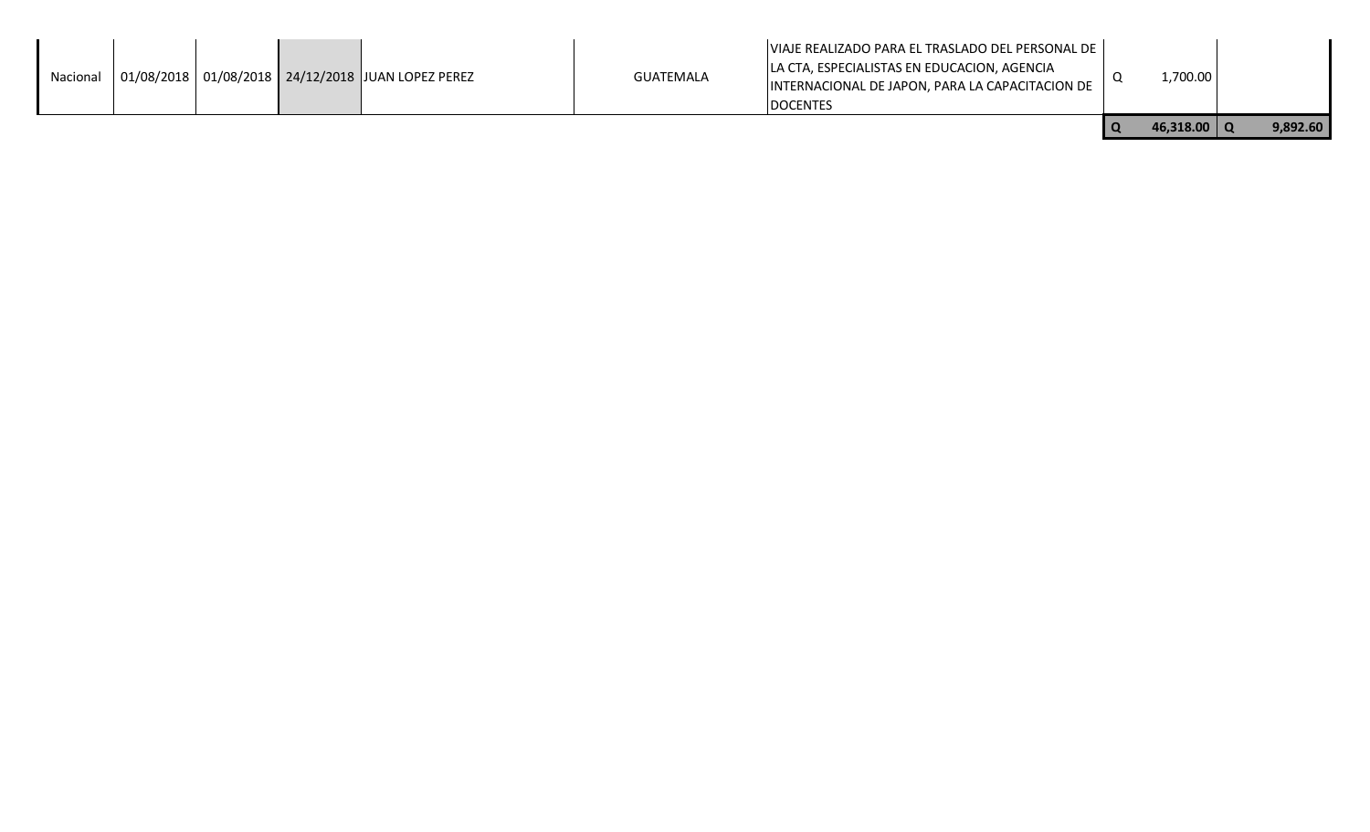| | | | | | | | | |
|---|---|---|---|---|---|---|---|---|
| Nacional | 01/08/2018 | 01/08/2018 | 24/12/2018 | JUAN LOPEZ PEREZ | GUATEMALA | VIAJE REALIZADO PARA EL TRASLADO DEL PERSONAL DE LA CTA, ESPECIALISTAS EN EDUCACION, AGENCIA INTERNACIONAL DE JAPON, PARA LA CAPACITACION DE DOCENTES | Q 1,700.00 | |
| | | | | | | | **Q 46,318.00** | **Q 9,892.60** |